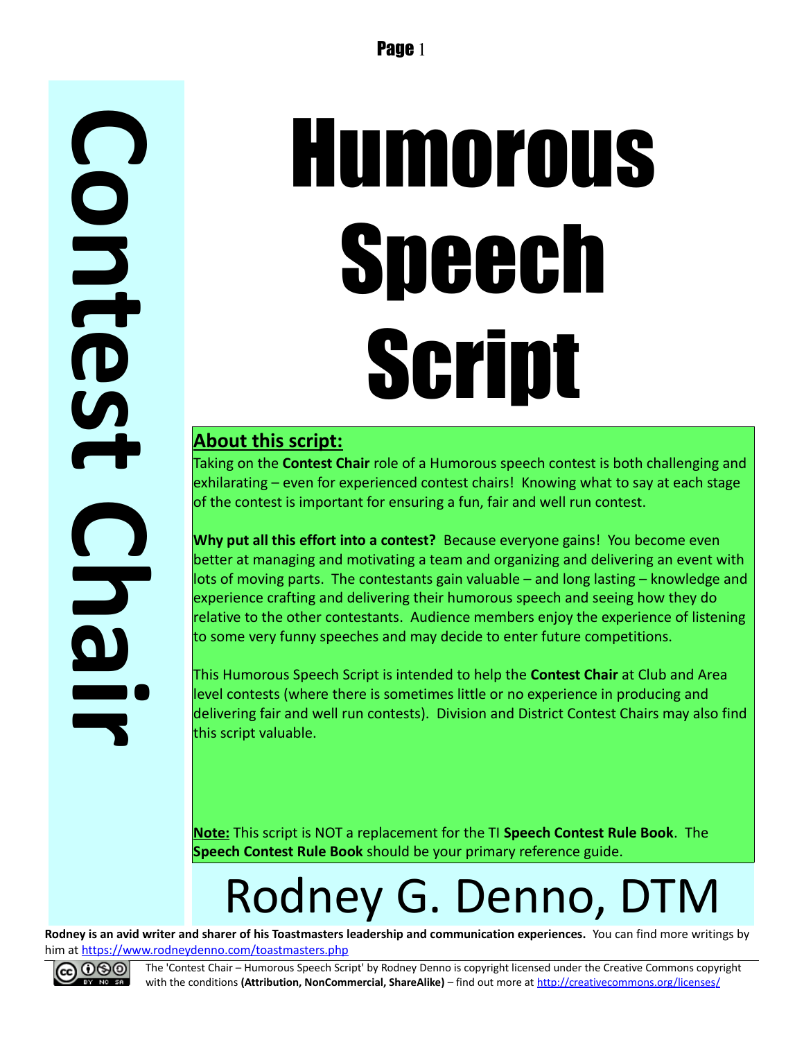# Contest Chair

# Humorous Speech Script

## About this script:

Taking on the **Contest Chair** role of a Humorous speech contest is both challenging and exhilarating – even for experienced contest chairs! Knowing what to say at each stage of the contest is important for ensuring a fun, fair and well run contest.

**Why put all this effort into a contest?** Because everyone gains! You become even better at managing and motivating a team and organizing and delivering an event with lots of moving parts. The contestants gain valuable – and long lasting – knowledge and experience crafting and delivering their humorous speech and seeing how they do relative to the other contestants. Audience members enjoy the experience of listening to some very funny speeches and may decide to enter future competitions.

This Humorous Speech Script is intended to help the **Contest Chair** at Club and Area level contests (where there is sometimes little or no experience in producing and delivering fair and well run contests). Division and District Contest Chairs may also find this script valuable.

**Note:** This script is NOT a replacement for the TI **Speech Contest Rule Book**. The **Speech Contest Rule Book** should be your primary reference guide.

Rodney G. Denno, DTM

**Rodney is an avid writer and sharer of his Toastmasters leadership and communication experiences.** You can find more writings by him at https://www.rodneydenno.com/toastmasters.php

The 'Contest Chair – Humorous Speech Script' by Rodney Denno is copyright licensed under the Creative Commons copyright with the conditions **(Attribution, NonCommercial, ShareAlike)** – find out more at http://creativecommons.org/licenses/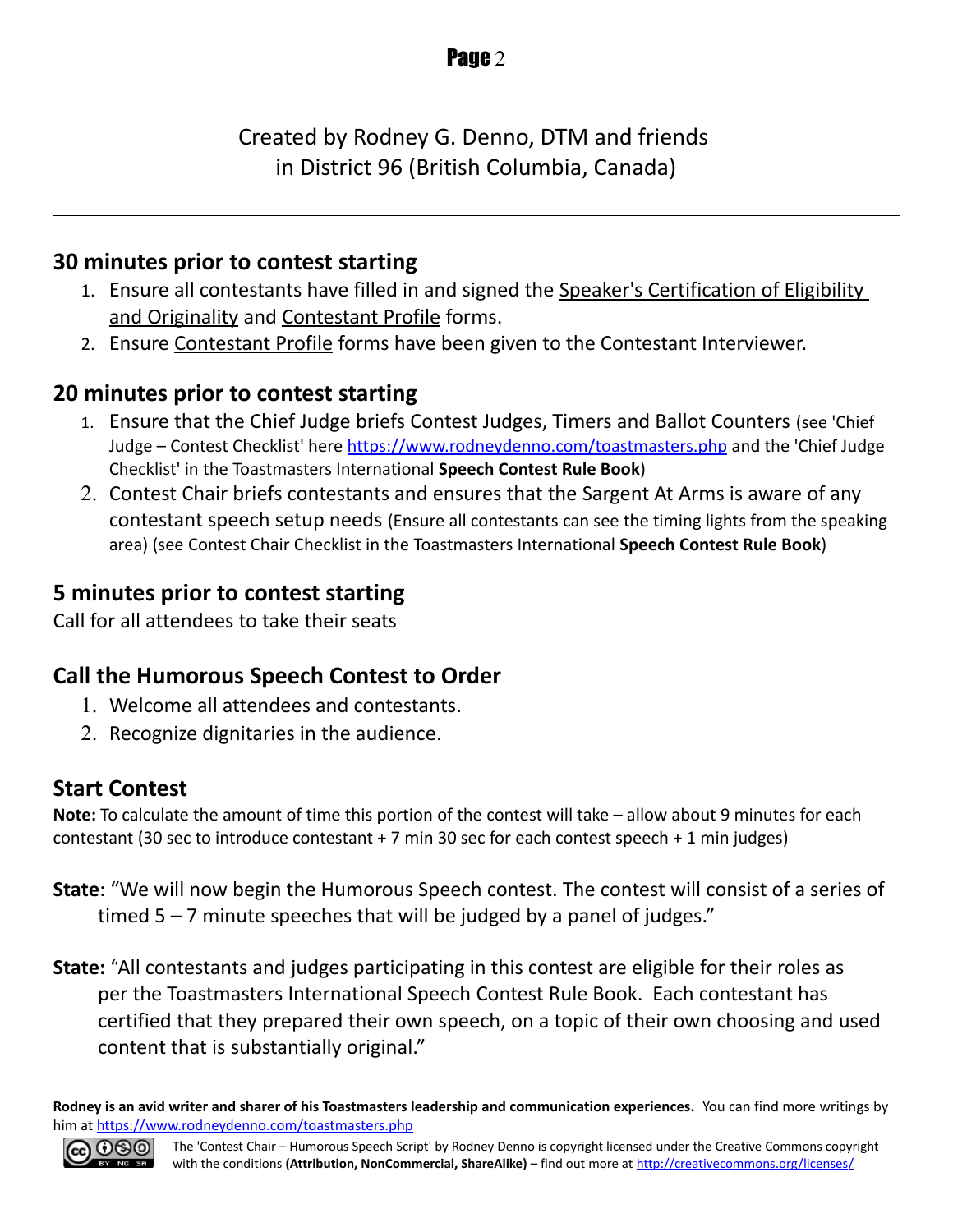Created by Rodney G. Denno, DTM and friends
in District 96 (British Columbia, Canada)

---

## 30 minutes prior to contest starting

1. Ensure all contestants have filled in and signed the Speaker's Certification of Eligibility and Originality and Contestant Profile forms.
2. Ensure Contestant Profile forms have been given to the Contestant Interviewer.

## 20 minutes prior to contest starting

1. Ensure that the Chief Judge briefs Contest Judges, Timers and Ballot Counters (see 'Chief Judge – Contest Checklist' here https://www.rodneydenno.com/toastmasters.php and the 'Chief Judge Checklist' in the Toastmasters International **Speech Contest Rule Book**)
2. Contest Chair briefs contestants and ensures that the Sargent At Arms is aware of any contestant speech setup needs (Ensure all contestants can see the timing lights from the speaking area) (see Contest Chair Checklist in the Toastmasters International **Speech Contest Rule Book**)

## 5 minutes prior to contest starting

Call for all attendees to take their seats

## Call the Humorous Speech Contest to Order

1. Welcome all attendees and contestants.
2. Recognize dignitaries in the audience.

## Start Contest

**Note:** To calculate the amount of time this portion of the contest will take – allow about 9 minutes for each contestant (30 sec to introduce contestant + 7 min 30 sec for each contest speech + 1 min judges)

**State**: "We will now begin the Humorous Speech contest. The contest will consist of a series of timed 5 – 7 minute speeches that will be judged by a panel of judges."

**State:** "All contestants and judges participating in this contest are eligible for their roles as per the Toastmasters International Speech Contest Rule Book. Each contestant has certified that they prepared their own speech, on a topic of their own choosing and used content that is substantially original."

**Rodney is an avid writer and sharer of his Toastmasters leadership and communication experiences.** You can find more writings by him at https://www.rodneydenno.com/toastmasters.php

The 'Contest Chair – Humorous Speech Script' by Rodney Denno is copyright licensed under the Creative Commons copyright with the conditions **(Attribution, NonCommercial, ShareAlike)** – find out more at http://creativecommons.org/licenses/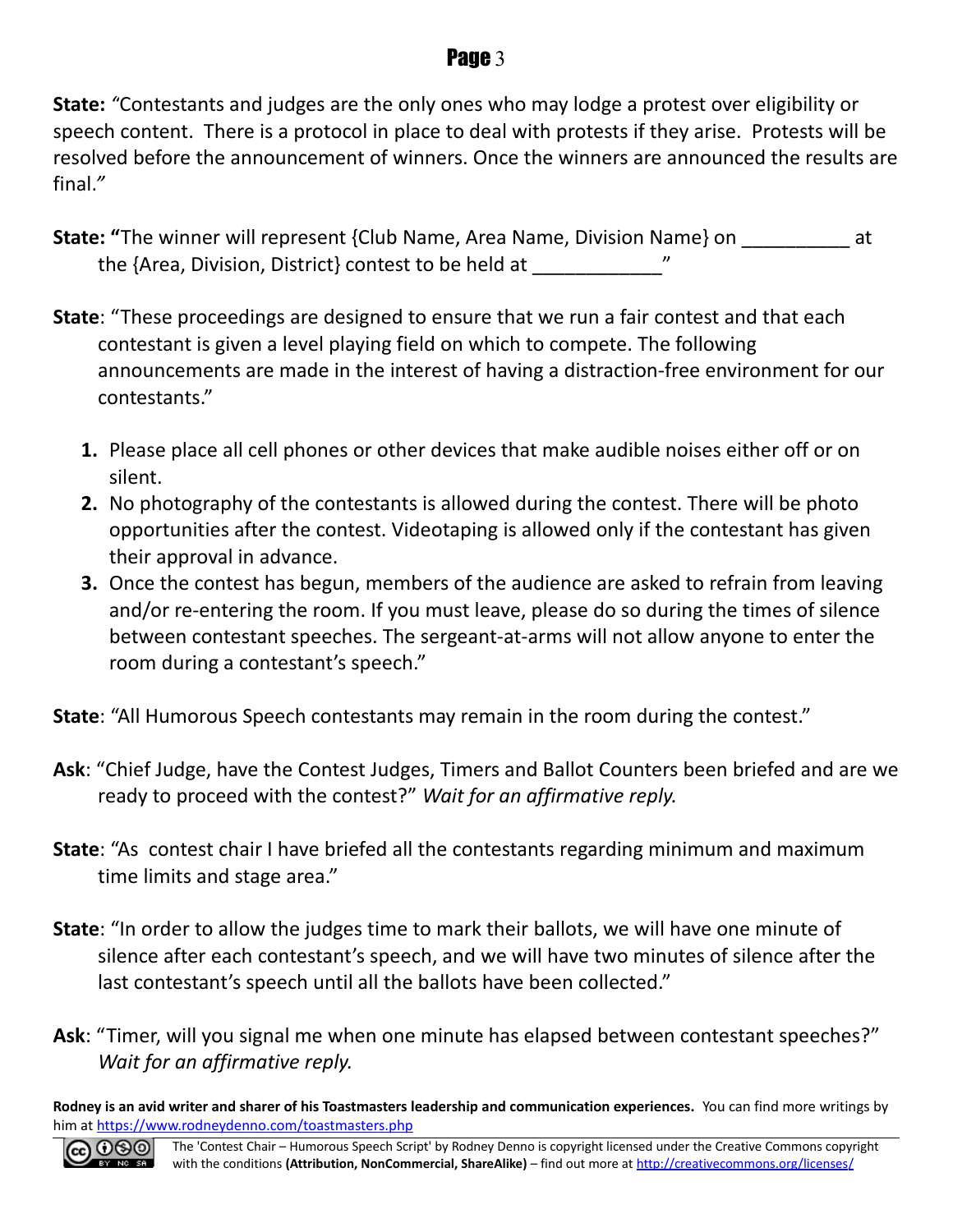**State:** *"Contestants and judges are the only ones who may lodge a protest over eligibility or speech content. There is a protocol in place to deal with protests if they arise. Protests will be resolved before the announcement of winners. Once the winners are announced the results are final."*

**State: "**The winner will represent {Club Name, Area Name, Division Name} on __________ at the {Area, Division, District} contest to be held at ____________"

**State**: "These proceedings are designed to ensure that we run a fair contest and that each contestant is given a level playing field on which to compete. The following announcements are made in the interest of having a distraction-free environment for our contestants."

1. Please place all cell phones or other devices that make audible noises either off or on silent.
2. No photography of the contestants is allowed during the contest. There will be photo opportunities after the contest. Videotaping is allowed only if the contestant has given their approval in advance.
3. Once the contest has begun, members of the audience are asked to refrain from leaving and/or re-entering the room. If you must leave, please do so during the times of silence between contestant speeches. The sergeant-at-arms will not allow anyone to enter the room during a contestant's speech."

**State**: "All Humorous Speech contestants may remain in the room during the contest."

**Ask**: "Chief Judge, have the Contest Judges, Timers and Ballot Counters been briefed and are we ready to proceed with the contest?" *Wait for an affirmative reply.*

**State**: "As contest chair I have briefed all the contestants regarding minimum and maximum time limits and stage area."

**State**: "In order to allow the judges time to mark their ballots, we will have one minute of silence after each contestant's speech, and we will have two minutes of silence after the last contestant's speech until all the ballots have been collected."

**Ask**: "Timer, will you signal me when one minute has elapsed between contestant speeches?" *Wait for an affirmative reply.*

**Rodney is an avid writer and sharer of his Toastmasters leadership and communication experiences.** You can find more writings by him at https://www.rodneydenno.com/toastmasters.php

The 'Contest Chair – Humorous Speech Script' by Rodney Denno is copyright licensed under the Creative Commons copyright with the conditions **(Attribution, NonCommercial, ShareAlike)** – find out more at http://creativecommons.org/licenses/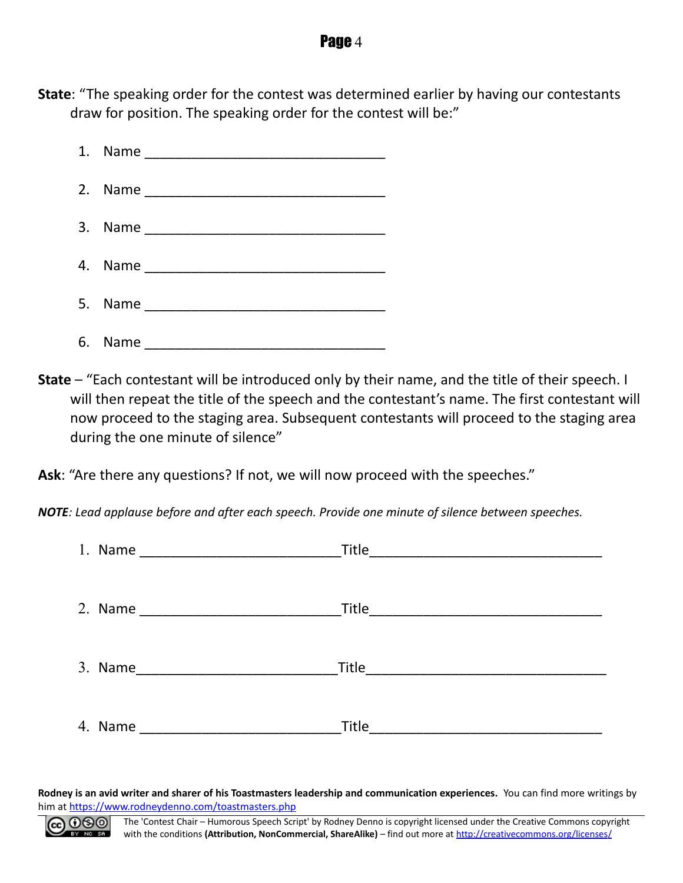**State**: "The speaking order for the contest was determined earlier by having our contestants draw for position. The speaking order for the contest will be:"

1. Name ________________________________
2. Name ________________________________
3. Name ________________________________
4. Name ________________________________
5. Name ________________________________
6. Name ________________________________

**State** – "Each contestant will be introduced only by their name, and the title of their speech. I will then repeat the title of the speech and the contestant's name. The first contestant will now proceed to the staging area. Subsequent contestants will proceed to the staging area during the one minute of silence"

**Ask**: "Are there any questions? If not, we will now proceed with the speeches."

***NOTE****: Lead applause before and after each speech. Provide one minute of silence between speeches.*

1. Name ___________________________Title_______________________________
2. Name ___________________________Title_______________________________
3. Name___________________________Title________________________________
4. Name ___________________________Title_______________________________

**Rodney is an avid writer and sharer of his Toastmasters leadership and communication experiences.** You can find more writings by him at https://www.rodneydenno.com/toastmasters.php

The 'Contest Chair – Humorous Speech Script' by Rodney Denno is copyright licensed under the Creative Commons copyright with the conditions **(Attribution, NonCommercial, ShareAlike)** – find out more at http://creativecommons.org/licenses/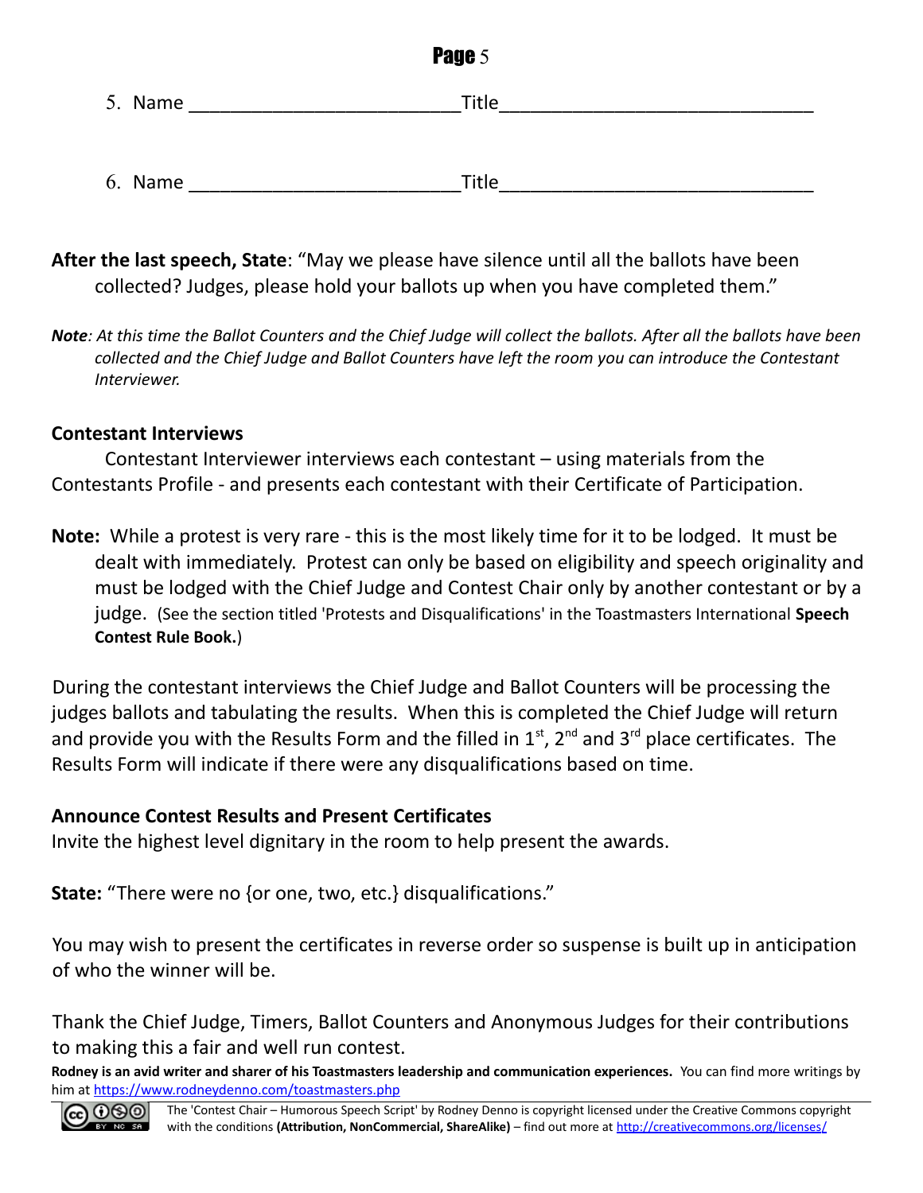5. Name \_\_\_\_\_\_\_\_\_\_\_\_\_\_\_\_\_\_\_\_\_\_\_\_\_\_Title\_\_\_\_\_\_\_\_\_\_\_\_\_\_\_\_\_\_\_\_\_\_\_\_\_\_\_\_\_\_

6. Name \_\_\_\_\_\_\_\_\_\_\_\_\_\_\_\_\_\_\_\_\_\_\_\_\_\_Title\_\_\_\_\_\_\_\_\_\_\_\_\_\_\_\_\_\_\_\_\_\_\_\_\_\_\_\_\_\_

**After the last speech, State**: "May we please have silence until all the ballots have been collected? Judges, please hold your ballots up when you have completed them."

***Note**: At this time the Ballot Counters and the Chief Judge will collect the ballots. After all the ballots have been collected and the Chief Judge and Ballot Counters have left the room you can introduce the Contestant Interviewer.*

### Contestant Interviews

Contestant Interviewer interviews each contestant – using materials from the Contestants Profile - and presents each contestant with their Certificate of Participation.

**Note:** While a protest is very rare - this is the most likely time for it to be lodged. It must be dealt with immediately. Protest can only be based on eligibility and speech originality and must be lodged with the Chief Judge and Contest Chair only by another contestant or by a judge. (See the section titled 'Protests and Disqualifications' in the Toastmasters International **Speech Contest Rule Book.**)

During the contestant interviews the Chief Judge and Ballot Counters will be processing the judges ballots and tabulating the results. When this is completed the Chief Judge will return and provide you with the Results Form and the filled in 1st, 2nd and 3rd place certificates. The Results Form will indicate if there were any disqualifications based on time.

### Announce Contest Results and Present Certificates

Invite the highest level dignitary in the room to help present the awards.

**State:** "There were no {or one, two, etc.} disqualifications."

You may wish to present the certificates in reverse order so suspense is built up in anticipation of who the winner will be.

Thank the Chief Judge, Timers, Ballot Counters and Anonymous Judges for their contributions to making this a fair and well run contest.

**Rodney is an avid writer and sharer of his Toastmasters leadership and communication experiences.** You can find more writings by him at https://www.rodneydenno.com/toastmasters.php

The 'Contest Chair – Humorous Speech Script' by Rodney Denno is copyright licensed under the Creative Commons copyright with the conditions **(Attribution, NonCommercial, ShareAlike)** – find out more at http://creativecommons.org/licenses/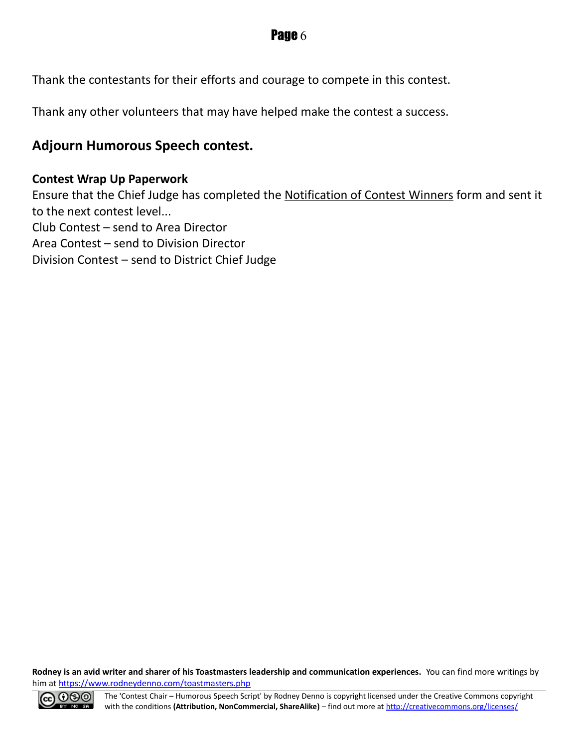Thank the contestants for their efforts and courage to compete in this contest.

Thank any other volunteers that may have helped make the contest a success.

## Adjourn Humorous Speech contest.

**Contest Wrap Up Paperwork**

Ensure that the Chief Judge has completed the Notification of Contest Winners form and sent it to the next contest level...

Club Contest – send to Area Director

Area Contest – send to Division Director

Division Contest – send to District Chief Judge

**Rodney is an avid writer and sharer of his Toastmasters leadership and communication experiences.** You can find more writings by him at https://www.rodneydenno.com/toastmasters.php

The 'Contest Chair – Humorous Speech Script' by Rodney Denno is copyright licensed under the Creative Commons copyright with the conditions **(Attribution, NonCommercial, ShareAlike)** – find out more at http://creativecommons.org/licenses/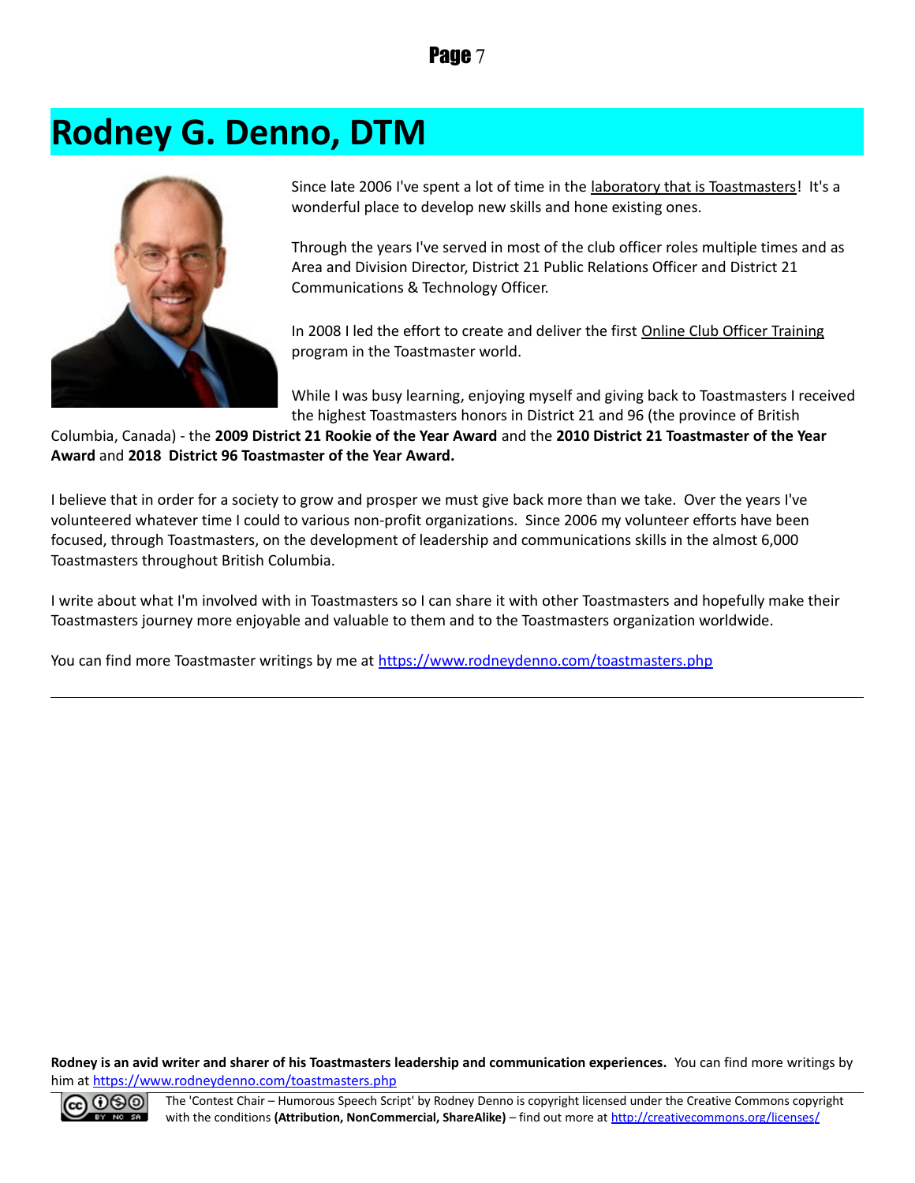# Rodney G. Denno, DTM

Since late 2006 I've spent a lot of time in the laboratory that is Toastmasters! It's a wonderful place to develop new skills and hone existing ones.

Through the years I've served in most of the club officer roles multiple times and as Area and Division Director, District 21 Public Relations Officer and District 21 Communications & Technology Officer.

In 2008 I led the effort to create and deliver the first Online Club Officer Training program in the Toastmaster world.

While I was busy learning, enjoying myself and giving back to Toastmasters I received the highest Toastmasters honors in District 21 and 96 (the province of British Columbia, Canada) - the **2009 District 21 Rookie of the Year Award** and the **2010 District 21 Toastmaster of the Year Award** and **2018 District 96 Toastmaster of the Year Award.**

I believe that in order for a society to grow and prosper we must give back more than we take. Over the years I've volunteered whatever time I could to various non-profit organizations. Since 2006 my volunteer efforts have been focused, through Toastmasters, on the development of leadership and communications skills in the almost 6,000 Toastmasters throughout British Columbia.

I write about what I'm involved with in Toastmasters so I can share it with other Toastmasters and hopefully make their Toastmasters journey more enjoyable and valuable to them and to the Toastmasters organization worldwide.

You can find more Toastmaster writings by me at https://www.rodneydenno.com/toastmasters.php

---

**Rodney is an avid writer and sharer of his Toastmasters leadership and communication experiences.** You can find more writings by him at https://www.rodneydenno.com/toastmasters.php

The 'Contest Chair – Humorous Speech Script' by Rodney Denno is copyright licensed under the Creative Commons copyright with the conditions **(Attribution, NonCommercial, ShareAlike)** – find out more at http://creativecommons.org/licenses/